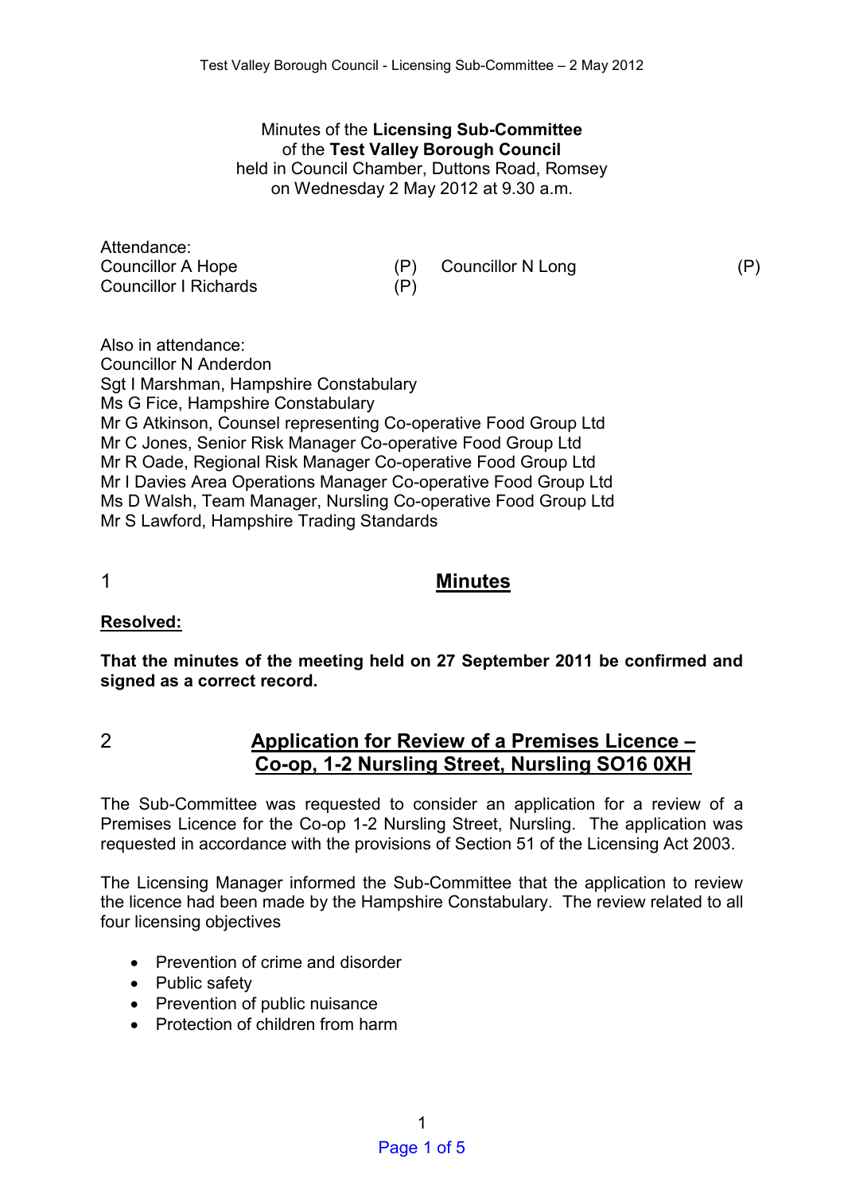Minutes of the **Licensing Sub-Committee**
of the **Test Valley Borough Council**
held in Council Chamber, Duttons Road, Romsey
on Wednesday 2 May 2012 at 9.30 a.m.

Attendance:

| | | | |
|---|---|---|---|
| Councillor A Hope | (P) | Councillor N Long | (P) |
| Councillor I Richards | (P) | | |

Also in attendance:
Councillor N Anderdon
Sgt I Marshman, Hampshire Constabulary
Ms G Fice, Hampshire Constabulary
Mr G Atkinson, Counsel representing Co-operative Food Group Ltd
Mr C Jones, Senior Risk Manager Co-operative Food Group Ltd
Mr R Oade, Regional Risk Manager Co-operative Food Group Ltd
Mr I Davies Area Operations Manager Co-operative Food Group Ltd
Ms D Walsh, Team Manager, Nursling Co-operative Food Group Ltd
Mr S Lawford, Hampshire Trading Standards

## 1 Minutes

**Resolved:**

**That the minutes of the meeting held on 27 September 2011 be confirmed and signed as a correct record.**

## 2 Application for Review of a Premises Licence – Co-op, 1-2 Nursling Street, Nursling SO16 0XH

The Sub-Committee was requested to consider an application for a review of a Premises Licence for the Co-op 1-2 Nursling Street, Nursling. The application was requested in accordance with the provisions of Section 51 of the Licensing Act 2003.

The Licensing Manager informed the Sub-Committee that the application to review the licence had been made by the Hampshire Constabulary. The review related to all four licensing objectives

- Prevention of crime and disorder
- Public safety
- Prevention of public nuisance
- Protection of children from harm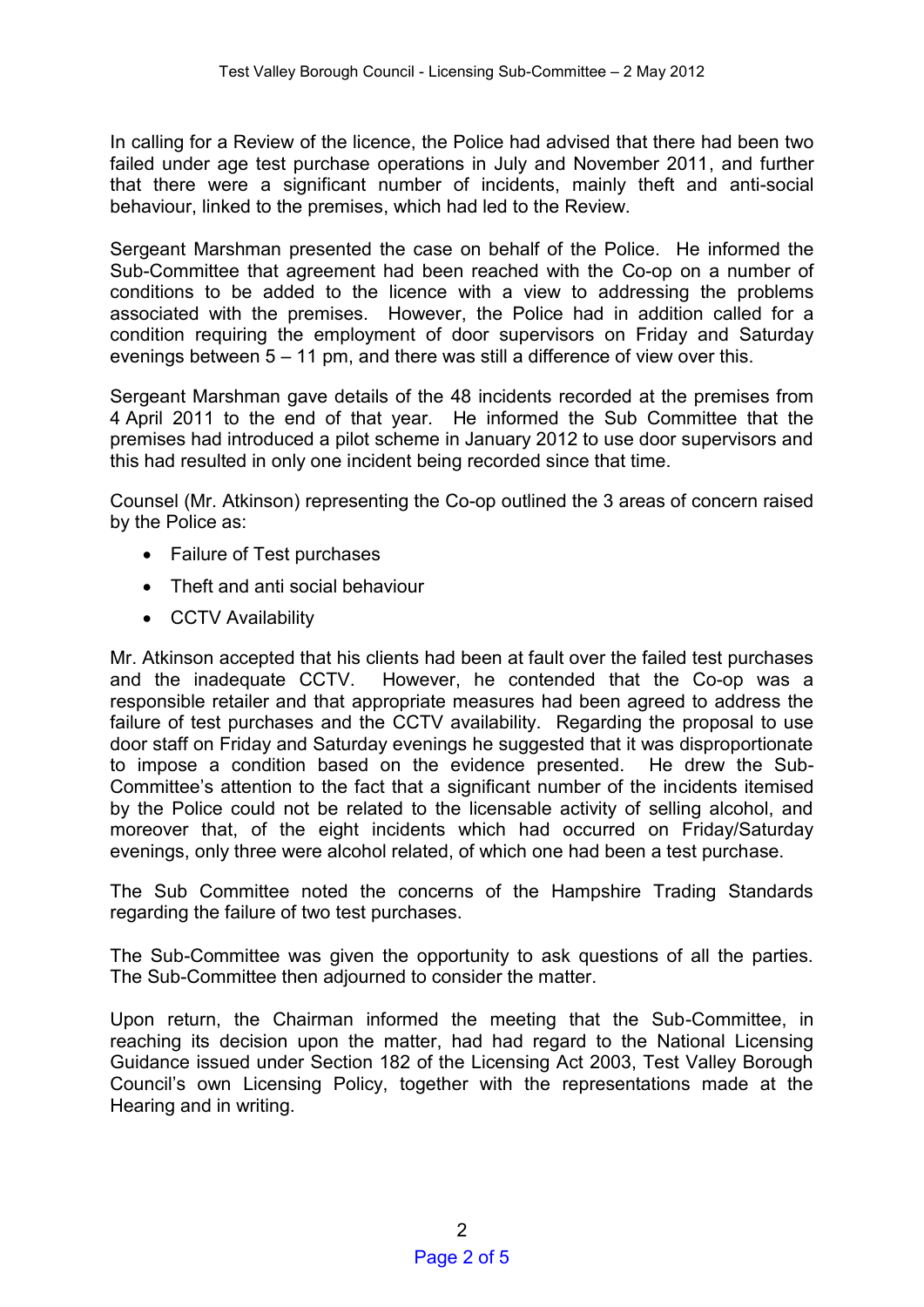In calling for a Review of the licence, the Police had advised that there had been two failed under age test purchase operations in July and November 2011, and further that there were a significant number of incidents, mainly theft and anti-social behaviour, linked to the premises, which had led to the Review.

Sergeant Marshman presented the case on behalf of the Police. He informed the Sub-Committee that agreement had been reached with the Co-op on a number of conditions to be added to the licence with a view to addressing the problems associated with the premises. However, the Police had in addition called for a condition requiring the employment of door supervisors on Friday and Saturday evenings between 5 – 11 pm, and there was still a difference of view over this.

Sergeant Marshman gave details of the 48 incidents recorded at the premises from 4 April 2011 to the end of that year. He informed the Sub Committee that the premises had introduced a pilot scheme in January 2012 to use door supervisors and this had resulted in only one incident being recorded since that time.

Counsel (Mr. Atkinson) representing the Co-op outlined the 3 areas of concern raised by the Police as:

- Failure of Test purchases
- Theft and anti social behaviour
- CCTV Availability

Mr. Atkinson accepted that his clients had been at fault over the failed test purchases and the inadequate CCTV. However, he contended that the Co-op was a responsible retailer and that appropriate measures had been agreed to address the failure of test purchases and the CCTV availability. Regarding the proposal to use door staff on Friday and Saturday evenings he suggested that it was disproportionate to impose a condition based on the evidence presented. He drew the Sub-Committee's attention to the fact that a significant number of the incidents itemised by the Police could not be related to the licensable activity of selling alcohol, and moreover that, of the eight incidents which had occurred on Friday/Saturday evenings, only three were alcohol related, of which one had been a test purchase.

The Sub Committee noted the concerns of the Hampshire Trading Standards regarding the failure of two test purchases.

The Sub-Committee was given the opportunity to ask questions of all the parties. The Sub-Committee then adjourned to consider the matter.

Upon return, the Chairman informed the meeting that the Sub-Committee, in reaching its decision upon the matter, had had regard to the National Licensing Guidance issued under Section 182 of the Licensing Act 2003, Test Valley Borough Council's own Licensing Policy, together with the representations made at the Hearing and in writing.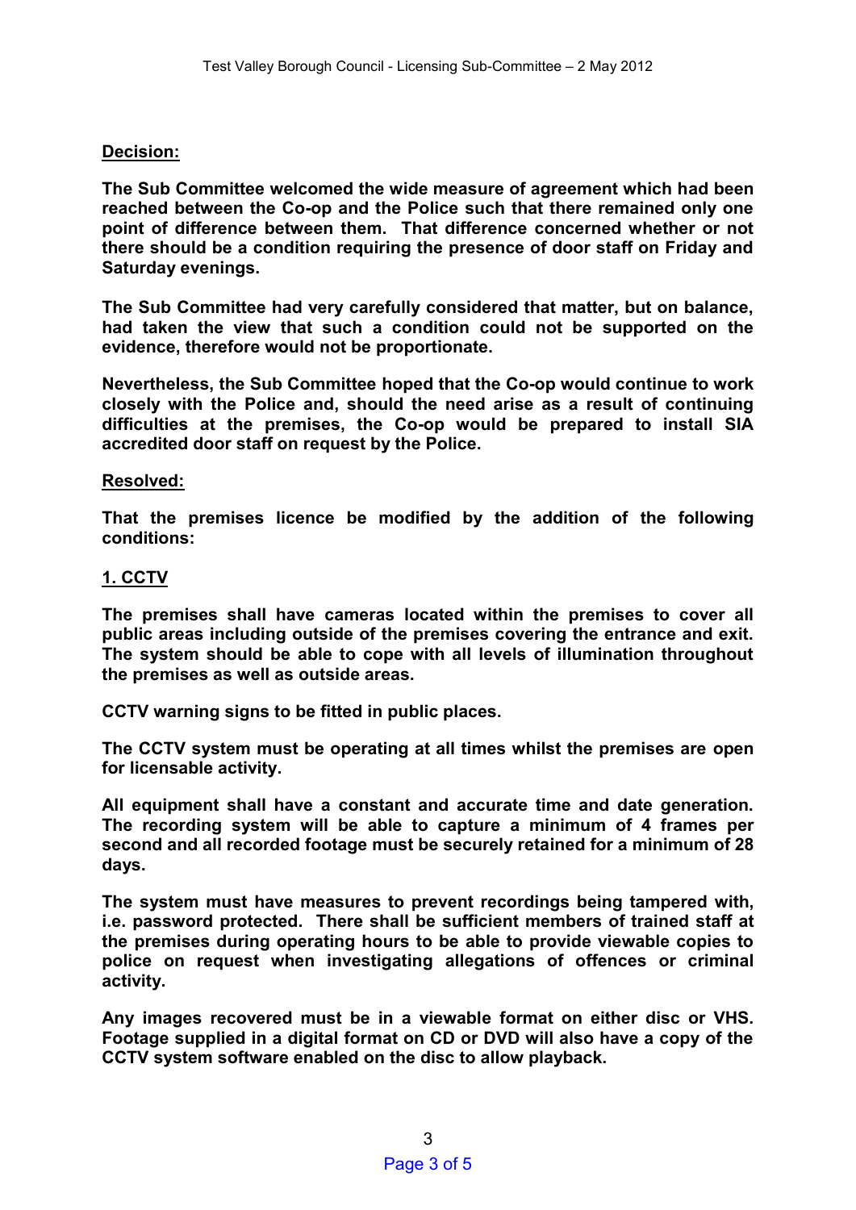**Decision:**

**The Sub Committee welcomed the wide measure of agreement which had been reached between the Co-op and the Police such that there remained only one point of difference between them. That difference concerned whether or not there should be a condition requiring the presence of door staff on Friday and Saturday evenings.**

**The Sub Committee had very carefully considered that matter, but on balance, had taken the view that such a condition could not be supported on the evidence, therefore would not be proportionate.**

**Nevertheless, the Sub Committee hoped that the Co-op would continue to work closely with the Police and, should the need arise as a result of continuing difficulties at the premises, the Co-op would be prepared to install SIA accredited door staff on request by the Police.**

**Resolved:**

**That the premises licence be modified by the addition of the following conditions:**

**1. CCTV**

**The premises shall have cameras located within the premises to cover all public areas including outside of the premises covering the entrance and exit. The system should be able to cope with all levels of illumination throughout the premises as well as outside areas.**

**CCTV warning signs to be fitted in public places.**

**The CCTV system must be operating at all times whilst the premises are open for licensable activity.**

**All equipment shall have a constant and accurate time and date generation. The recording system will be able to capture a minimum of 4 frames per second and all recorded footage must be securely retained for a minimum of 28 days.**

**The system must have measures to prevent recordings being tampered with, i.e. password protected. There shall be sufficient members of trained staff at the premises during operating hours to be able to provide viewable copies to police on request when investigating allegations of offences or criminal activity.**

**Any images recovered must be in a viewable format on either disc or VHS. Footage supplied in a digital format on CD or DVD will also have a copy of the CCTV system software enabled on the disc to allow playback.**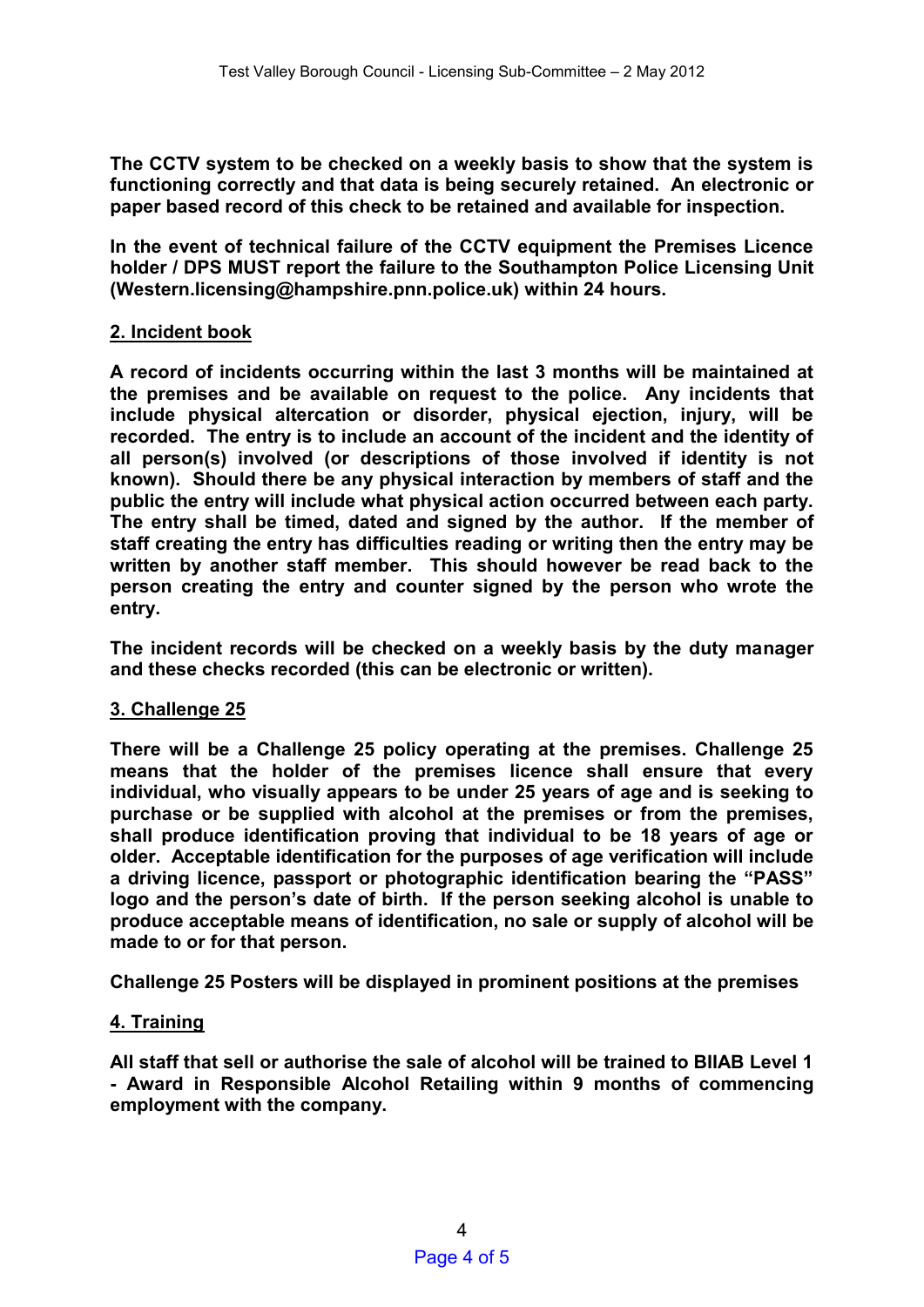**The CCTV system to be checked on a weekly basis to show that the system is functioning correctly and that data is being securely retained. An electronic or paper based record of this check to be retained and available for inspection.**

**In the event of technical failure of the CCTV equipment the Premises Licence holder / DPS MUST report the failure to the Southampton Police Licensing Unit (Western.licensing@hampshire.pnn.police.uk) within 24 hours.**

**2. Incident book**

**A record of incidents occurring within the last 3 months will be maintained at the premises and be available on request to the police. Any incidents that include physical altercation or disorder, physical ejection, injury, will be recorded. The entry is to include an account of the incident and the identity of all person(s) involved (or descriptions of those involved if identity is not known). Should there be any physical interaction by members of staff and the public the entry will include what physical action occurred between each party. The entry shall be timed, dated and signed by the author. If the member of staff creating the entry has difficulties reading or writing then the entry may be written by another staff member. This should however be read back to the person creating the entry and counter signed by the person who wrote the entry.**

**The incident records will be checked on a weekly basis by the duty manager and these checks recorded (this can be electronic or written).**

**3. Challenge 25**

**There will be a Challenge 25 policy operating at the premises. Challenge 25 means that the holder of the premises licence shall ensure that every individual, who visually appears to be under 25 years of age and is seeking to purchase or be supplied with alcohol at the premises or from the premises, shall produce identification proving that individual to be 18 years of age or older. Acceptable identification for the purposes of age verification will include a driving licence, passport or photographic identification bearing the "PASS" logo and the person's date of birth. If the person seeking alcohol is unable to produce acceptable means of identification, no sale or supply of alcohol will be made to or for that person.**

**Challenge 25 Posters will be displayed in prominent positions at the premises**

**4. Training**

**All staff that sell or authorise the sale of alcohol will be trained to BIIAB Level 1 - Award in Responsible Alcohol Retailing within 9 months of commencing employment with the company.**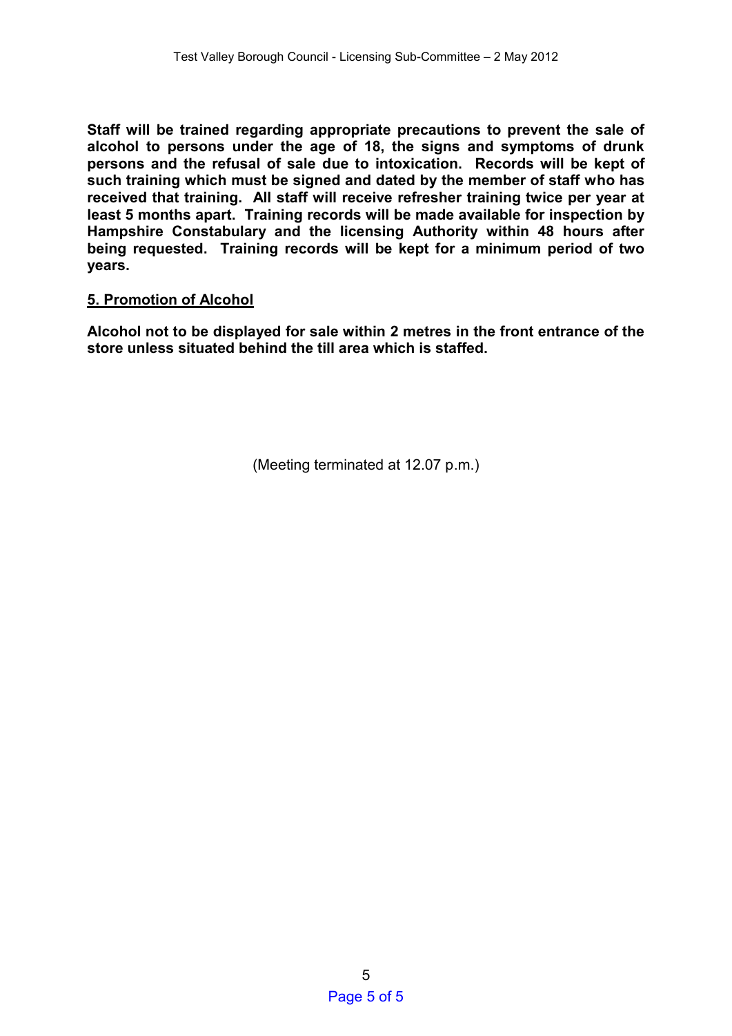**Staff will be trained regarding appropriate precautions to prevent the sale of alcohol to persons under the age of 18, the signs and symptoms of drunk persons and the refusal of sale due to intoxication. Records will be kept of such training which must be signed and dated by the member of staff who has received that training. All staff will receive refresher training twice per year at least 5 months apart. Training records will be made available for inspection by Hampshire Constabulary and the licensing Authority within 48 hours after being requested. Training records will be kept for a minimum period of two years.**

**5. Promotion of Alcohol**

**Alcohol not to be displayed for sale within 2 metres in the front entrance of the store unless situated behind the till area which is staffed.**

(Meeting terminated at 12.07 p.m.)